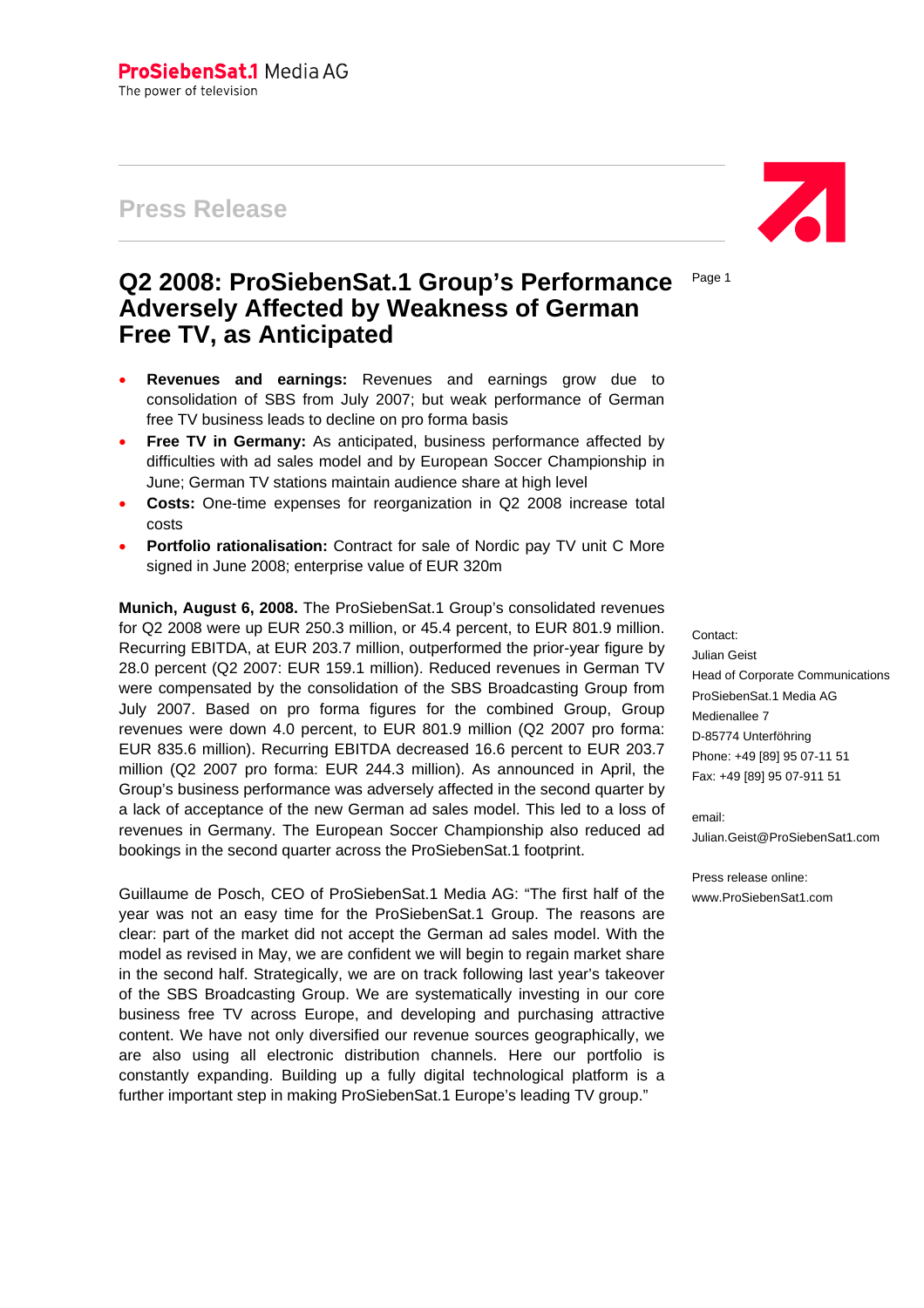ProSiebenSat.1 Media AG
The power of television

Press Release

# Q2 2008: ProSiebenSat.1 Group's Performance Adversely Affected by Weakness of German Free TV, as Anticipated

- **Revenues and earnings:** Revenues and earnings grow due to consolidation of SBS from July 2007; but weak performance of German free TV business leads to decline on pro forma basis
- **Free TV in Germany:** As anticipated, business performance affected by difficulties with ad sales model and by European Soccer Championship in June; German TV stations maintain audience share at high level
- **Costs:** One-time expenses for reorganization in Q2 2008 increase total costs
- **Portfolio rationalisation:** Contract for sale of Nordic pay TV unit C More signed in June 2008; enterprise value of EUR 320m

**Munich, August 6, 2008.** The ProSiebenSat.1 Group's consolidated revenues for Q2 2008 were up EUR 250.3 million, or 45.4 percent, to EUR 801.9 million. Recurring EBITDA, at EUR 203.7 million, outperformed the prior-year figure by 28.0 percent (Q2 2007: EUR 159.1 million). Reduced revenues in German TV were compensated by the consolidation of the SBS Broadcasting Group from July 2007. Based on pro forma figures for the combined Group, Group revenues were down 4.0 percent, to EUR 801.9 million (Q2 2007 pro forma: EUR 835.6 million). Recurring EBITDA decreased 16.6 percent to EUR 203.7 million (Q2 2007 pro forma: EUR 244.3 million). As announced in April, the Group's business performance was adversely affected in the second quarter by a lack of acceptance of the new German ad sales model. This led to a loss of revenues in Germany. The European Soccer Championship also reduced ad bookings in the second quarter across the ProSiebenSat.1 footprint.

Guillaume de Posch, CEO of ProSiebenSat.1 Media AG: "The first half of the year was not an easy time for the ProSiebenSat.1 Group. The reasons are clear: part of the market did not accept the German ad sales model. With the model as revised in May, we are confident we will begin to regain market share in the second half. Strategically, we are on track following last year's takeover of the SBS Broadcasting Group. We are systematically investing in our core business free TV across Europe, and developing and purchasing attractive content. We have not only diversified our revenue sources geographically, we are also using all electronic distribution channels. Here our portfolio is constantly expanding. Building up a fully digital technological platform is a further important step in making ProSiebenSat.1 Europe's leading TV group."

Contact:
Julian Geist
Head of Corporate Communications
ProSiebenSat.1 Media AG
Medienallee 7
D-85774 Unterföhring
Phone: +49 [89] 95 07-11 51
Fax: +49 [89] 95 07-911 51

email:
Julian.Geist@ProSiebenSat1.com

Press release online:
www.ProSiebenSat1.com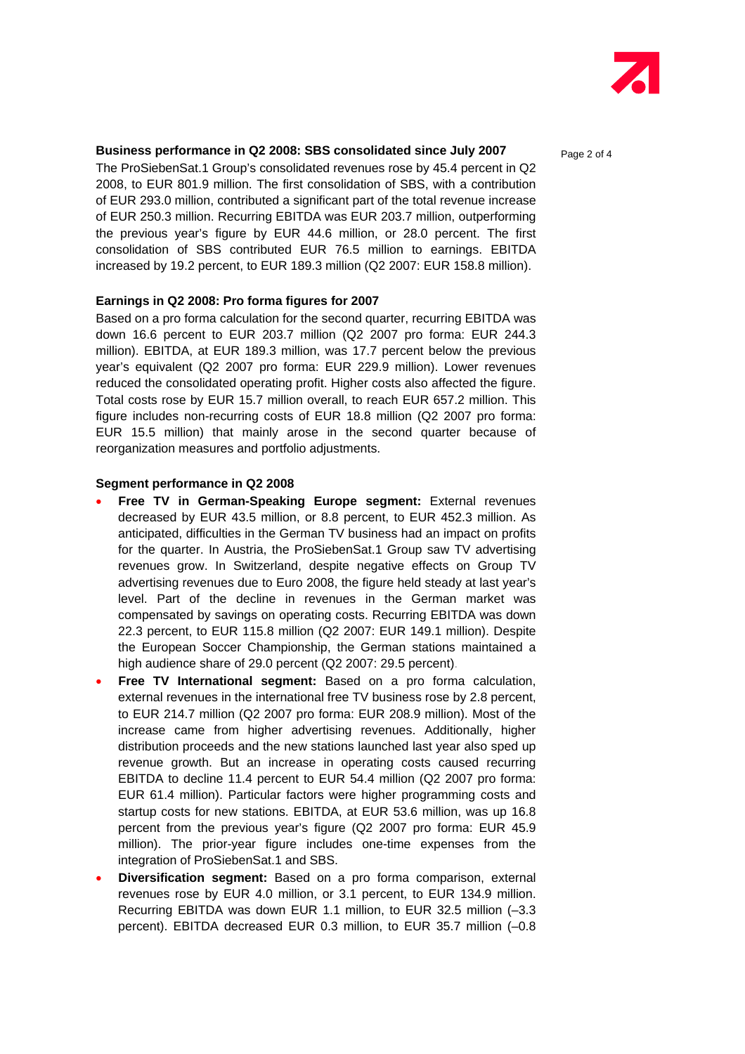**Business performance in Q2 2008: SBS consolidated since July 2007**

The ProSiebenSat.1 Group's consolidated revenues rose by 45.4 percent in Q2 2008, to EUR 801.9 million. The first consolidation of SBS, with a contribution of EUR 293.0 million, contributed a significant part of the total revenue increase of EUR 250.3 million. Recurring EBITDA was EUR 203.7 million, outperforming the previous year's figure by EUR 44.6 million, or 28.0 percent. The first consolidation of SBS contributed EUR 76.5 million to earnings. EBITDA increased by 19.2 percent, to EUR 189.3 million (Q2 2007: EUR 158.8 million).

**Earnings in Q2 2008: Pro forma figures for 2007**

Based on a pro forma calculation for the second quarter, recurring EBITDA was down 16.6 percent to EUR 203.7 million (Q2 2007 pro forma: EUR 244.3 million). EBITDA, at EUR 189.3 million, was 17.7 percent below the previous year's equivalent (Q2 2007 pro forma: EUR 229.9 million). Lower revenues reduced the consolidated operating profit. Higher costs also affected the figure. Total costs rose by EUR 15.7 million overall, to reach EUR 657.2 million. This figure includes non-recurring costs of EUR 18.8 million (Q2 2007 pro forma: EUR 15.5 million) that mainly arose in the second quarter because of reorganization measures and portfolio adjustments.

**Segment performance in Q2 2008**

- **Free TV in German-Speaking Europe segment:** External revenues decreased by EUR 43.5 million, or 8.8 percent, to EUR 452.3 million. As anticipated, difficulties in the German TV business had an impact on profits for the quarter. In Austria, the ProSiebenSat.1 Group saw TV advertising revenues grow. In Switzerland, despite negative effects on Group TV advertising revenues due to Euro 2008, the figure held steady at last year's level. Part of the decline in revenues in the German market was compensated by savings on operating costs. Recurring EBITDA was down 22.3 percent, to EUR 115.8 million (Q2 2007: EUR 149.1 million). Despite the European Soccer Championship, the German stations maintained a high audience share of 29.0 percent (Q2 2007: 29.5 percent).
- **Free TV International segment:** Based on a pro forma calculation, external revenues in the international free TV business rose by 2.8 percent, to EUR 214.7 million (Q2 2007 pro forma: EUR 208.9 million). Most of the increase came from higher advertising revenues. Additionally, higher distribution proceeds and the new stations launched last year also sped up revenue growth. But an increase in operating costs caused recurring EBITDA to decline 11.4 percent to EUR 54.4 million (Q2 2007 pro forma: EUR 61.4 million). Particular factors were higher programming costs and startup costs for new stations. EBITDA, at EUR 53.6 million, was up 16.8 percent from the previous year's figure (Q2 2007 pro forma: EUR 45.9 million). The prior-year figure includes one-time expenses from the integration of ProSiebenSat.1 and SBS.
- **Diversification segment:** Based on a pro forma comparison, external revenues rose by EUR 4.0 million, or 3.1 percent, to EUR 134.9 million. Recurring EBITDA was down EUR 1.1 million, to EUR 32.5 million (–3.3 percent). EBITDA decreased EUR 0.3 million, to EUR 35.7 million (–0.8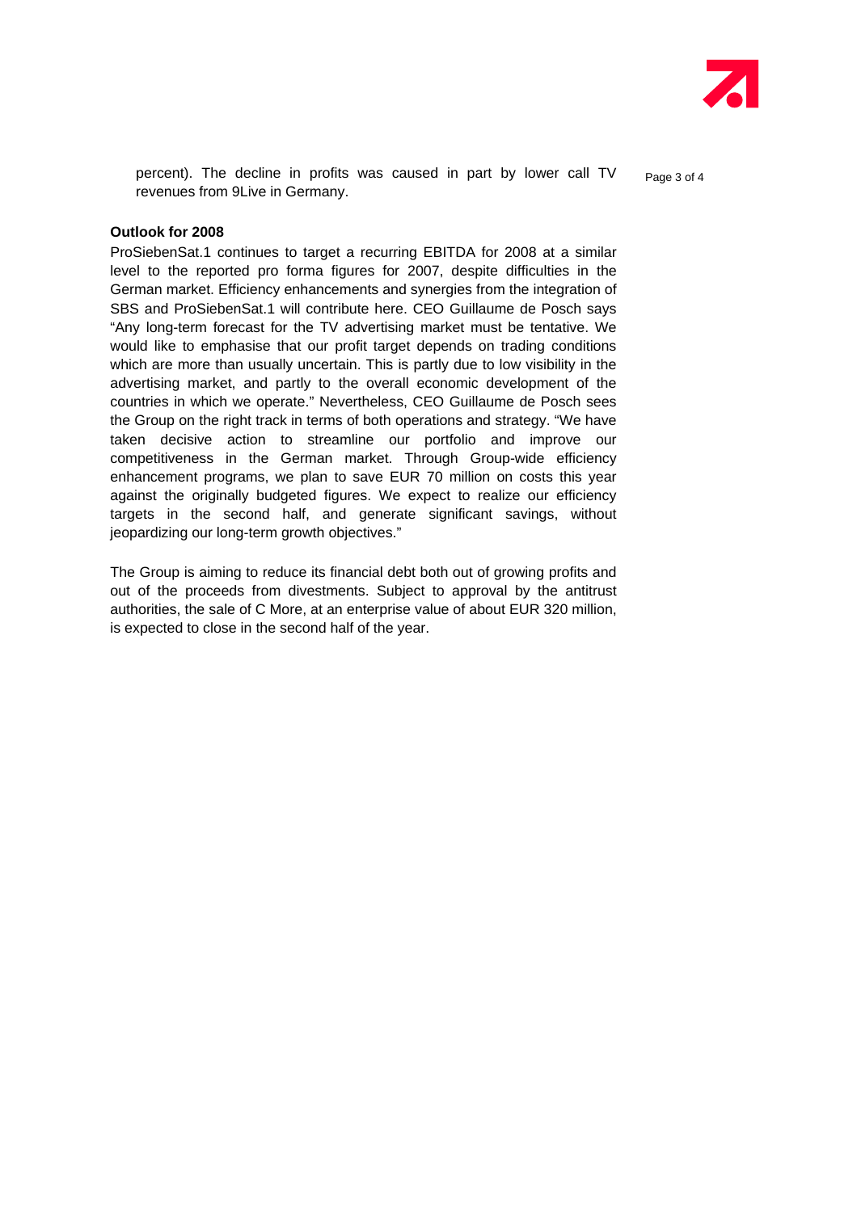percent). The decline in profits was caused in part by lower call TV revenues from 9Live in Germany.

**Outlook for 2008**

ProSiebenSat.1 continues to target a recurring EBITDA for 2008 at a similar level to the reported pro forma figures for 2007, despite difficulties in the German market. Efficiency enhancements and synergies from the integration of SBS and ProSiebenSat.1 will contribute here. CEO Guillaume de Posch says "Any long-term forecast for the TV advertising market must be tentative. We would like to emphasise that our profit target depends on trading conditions which are more than usually uncertain. This is partly due to low visibility in the advertising market, and partly to the overall economic development of the countries in which we operate." Nevertheless, CEO Guillaume de Posch sees the Group on the right track in terms of both operations and strategy. "We have taken decisive action to streamline our portfolio and improve our competitiveness in the German market. Through Group-wide efficiency enhancement programs, we plan to save EUR 70 million on costs this year against the originally budgeted figures. We expect to realize our efficiency targets in the second half, and generate significant savings, without jeopardizing our long-term growth objectives."

The Group is aiming to reduce its financial debt both out of growing profits and out of the proceeds from divestments. Subject to approval by the antitrust authorities, the sale of C More, at an enterprise value of about EUR 320 million, is expected to close in the second half of the year.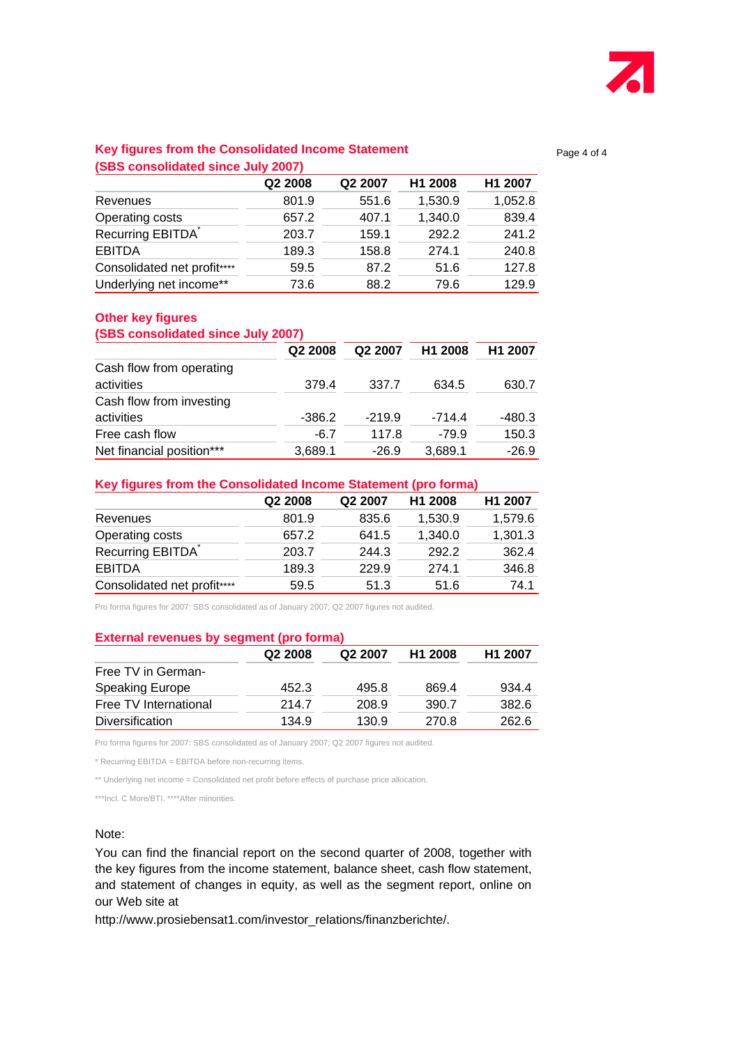### Key figures from the Consolidated Income Statement (SBS consolidated since July 2007)

| | Q2 2008 | Q2 2007 | H1 2008 | H1 2007 |
|---|---|---|---|---|
| Revenues | 801.9 | 551.6 | 1,530.9 | 1,052.8 |
| Operating costs | 657.2 | 407.1 | 1,340.0 | 839.4 |
| Recurring EBITDA* | 203.7 | 159.1 | 292.2 | 241.2 |
| EBITDA | 189.3 | 158.8 | 274.1 | 240.8 |
| Consolidated net profit**** | 59.5 | 87.2 | 51.6 | 127.8 |
| Underlying net income** | 73.6 | 88.2 | 79.6 | 129.9 |

### Other key figures (SBS consolidated since July 2007)

| | Q2 2008 | Q2 2007 | H1 2008 | H1 2007 |
|---|---|---|---|---|
| Cash flow from operating activities | 379.4 | 337.7 | 634.5 | 630.7 |
| Cash flow from investing activities | -386.2 | -219.9 | -714.4 | -480.3 |
| Free cash flow | -6.7 | 117.8 | -79.9 | 150.3 |
| Net financial position*** | 3,689.1 | -26.9 | 3,689.1 | -26.9 |

### Key figures from the Consolidated Income Statement (pro forma)

| | Q2 2008 | Q2 2007 | H1 2008 | H1 2007 |
|---|---|---|---|---|
| Revenues | 801.9 | 835.6 | 1,530.9 | 1,579.6 |
| Operating costs | 657.2 | 641.5 | 1,340.0 | 1,301.3 |
| Recurring EBITDA* | 203.7 | 244.3 | 292.2 | 362.4 |
| EBITDA | 189.3 | 229.9 | 274.1 | 346.8 |
| Consolidated net profit**** | 59.5 | 51.3 | 51.6 | 74.1 |

Pro forma figures for 2007: SBS consolidated as of January 2007; Q2 2007 figures not audited.

### External revenues by segment (pro forma)

| | Q2 2008 | Q2 2007 | H1 2008 | H1 2007 |
|---|---|---|---|---|
| Free TV in German-Speaking Europe | 452.3 | 495.8 | 869.4 | 934.4 |
| Free TV International | 214.7 | 208.9 | 390.7 | 382.6 |
| Diversification | 134.9 | 130.9 | 270.8 | 262.6 |

Pro forma figures for 2007: SBS consolidated as of January 2007; Q2 2007 figures not audited.

* Recurring EBITDA = EBITDA before non-recurring items.

** Underlying net income = Consolidated net profit before effects of purchase price allocation.

***Incl. C More/BTI. ****After minorities.

Note:

You can find the financial report on the second quarter of 2008, together with the key figures from the income statement, balance sheet, cash flow statement, and statement of changes in equity, as well as the segment report, online on our Web site at

http://www.prosiebensat1.com/investor_relations/finanzberichte/.